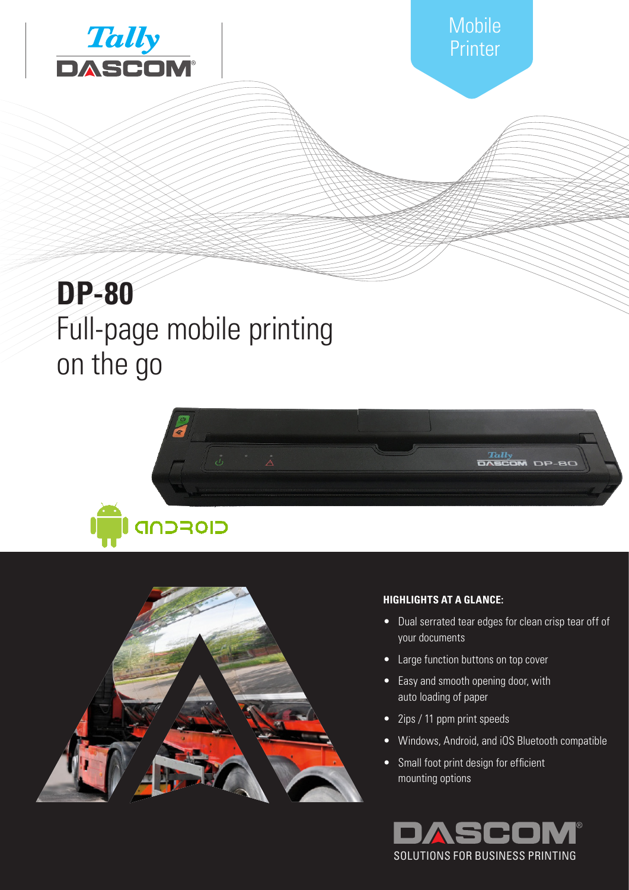Mobile Printer

# DP-80

## Full-page mobile printing on the go

### HIGHLIGHTS AT A GLANCE:

- Dual serrated tear edges for clean crisp tear off of your documents
- Large function buttons on top cover
- Easy and smooth opening door, with auto loading of paper
- 2ips / 11 ppm print speeds
- Windows, Android, and iOS Bluetooth compatible
- Small foot print design for efficient mounting options

DASCOM
SOLUTIONS FOR BUSINESS PRINTING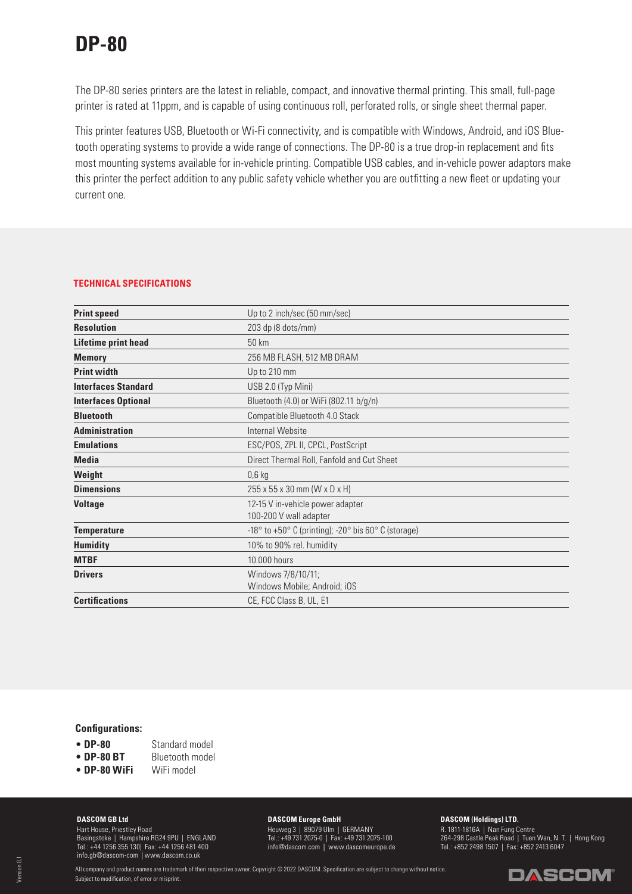# DP-80

The DP-80 series printers are the latest in reliable, compact, and innovative thermal printing. This small, full-page printer is rated at 11ppm, and is capable of using continuous roll, perforated rolls, or single sheet thermal paper.

This printer features USB, Bluetooth or Wi-Fi connectivity, and is compatible with Windows, Android, and iOS Bluetooth operating systems to provide a wide range of connections. The DP-80 is a true drop-in replacement and fits most mounting systems available for in-vehicle printing. Compatible USB cables, and in-vehicle power adaptors make this printer the perfect addition to any public safety vehicle whether you are outfitting a new fleet or updating your current one.

## TECHNICAL SPECIFICATIONS

| | |
|---|---|
| **Print speed** | Up to 2 inch/sec (50 mm/sec) |
| **Resolution** | 203 dp (8 dots/mm) |
| **Lifetime print head** | 50 km |
| **Memory** | 256 MB FLASH, 512 MB DRAM |
| **Print width** | Up to 210 mm |
| **Interfaces Standard** | USB 2.0 (Typ Mini) |
| **Interfaces Optional** | Bluetooth (4.0) or WiFi (802.11 b/g/n) |
| **Bluetooth** | Compatible Bluetooth 4.0 Stack |
| **Administration** | Internal Website |
| **Emulations** | ESC/POS, ZPL II, CPCL, PostScript |
| **Media** | Direct Thermal Roll, Fanfold and Cut Sheet |
| **Weight** | 0,6 kg |
| **Dimensions** | 255 x 55 x 30 mm (W x D x H) |
| **Voltage** | 12-15 V in-vehicle power adapter<br>100-200 V wall adapter |
| **Temperature** | -18° to +50° C (printing); -20° bis 60° C (storage) |
| **Humidity** | 10% to 90% rel. humidity |
| **MTBF** | 10.000 hours |
| **Drivers** | Windows 7/8/10/11;<br>Windows Mobile; Android; iOS |
| **Certifications** | CE, FCC Class B, UL, E1 |

**Configurations:**

- **DP-80** Standard model
- **DP-80 BT** Bluetooth model
- **DP-80 WiFi** WiFi model

**DASCOM GB Ltd**
Hart House, Priestley Road
Basingstoke | Hampshire RG24 9PU | ENGLAND
Tel.: +44 1256 355 130| Fax: +44 1256 481 400
info.gb@dascom-com | www.dascom.co.uk

**DASCOM Europe GmbH**
Heuweg 3 | 89079 Ulm | GERMANY
Tel.: +49 731 2075-0 | Fax: +49 731 2075-100
info@dascom.com | www.dascomeurope.de

**DASCOM (Holdings) LTD.**
R. 1811-1816A | Nan Fung Centre
264-298 Castle Peak Road | Tuen Wan, N. T. | Hong Kong
Tel.: +852 2498 1507 | Fax: +852 2413 6047

All company and product names are trademark of theri respective owner. Copyright © 2022 DASCOM. Specification are subject to change without notice.
Subject to modification, of error or misprint.

Version 0.1